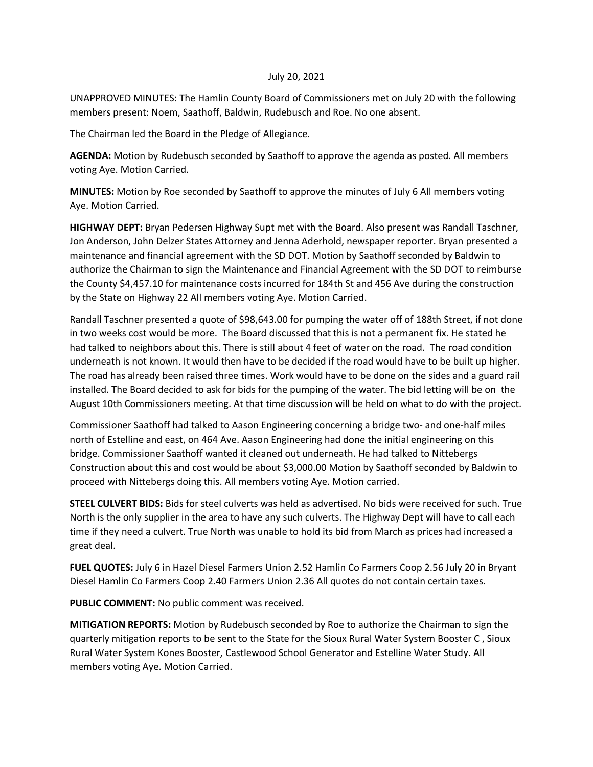July 20, 2021

UNAPPROVED MINUTES: The Hamlin County Board of Commissioners met on July 20 with the following members present: Noem, Saathoff, Baldwin, Rudebusch and Roe. No one absent.

The Chairman led the Board in the Pledge of Allegiance.

**AGENDA:** Motion by Rudebusch seconded by Saathoff to approve the agenda as posted. All members voting Aye. Motion Carried.

**MINUTES:** Motion by Roe seconded by Saathoff to approve the minutes of July 6 All members voting Aye. Motion Carried.

**HIGHWAY DEPT:** Bryan Pedersen Highway Supt met with the Board. Also present was Randall Taschner, Jon Anderson, John Delzer States Attorney and Jenna Aderhold, newspaper reporter. Bryan presented a maintenance and financial agreement with the SD DOT. Motion by Saathoff seconded by Baldwin to authorize the Chairman to sign the Maintenance and Financial Agreement with the SD DOT to reimburse the County $4,457.10 for maintenance costs incurred for 184th St and 456 Ave during the construction by the State on Highway 22 All members voting Aye. Motion Carried.

Randall Taschner presented a quote of $98,643.00 for pumping the water off of 188th Street, if not done in two weeks cost would be more. The Board discussed that this is not a permanent fix. He stated he had talked to neighbors about this. There is still about 4 feet of water on the road. The road condition underneath is not known. It would then have to be decided if the road would have to be built up higher. The road has already been raised three times. Work would have to be done on the sides and a guard rail installed. The Board decided to ask for bids for the pumping of the water. The bid letting will be on the August 10th Commissioners meeting. At that time discussion will be held on what to do with the project.

Commissioner Saathoff had talked to Aason Engineering concerning a bridge two- and one-half miles north of Estelline and east, on 464 Ave. Aason Engineering had done the initial engineering on this bridge. Commissioner Saathoff wanted it cleaned out underneath. He had talked to Nittebergs Construction about this and cost would be about $3,000.00 Motion by Saathoff seconded by Baldwin to proceed with Nittebergs doing this. All members voting Aye. Motion carried.

**STEEL CULVERT BIDS:** Bids for steel culverts was held as advertised. No bids were received for such. True North is the only supplier in the area to have any such culverts. The Highway Dept will have to call each time if they need a culvert. True North was unable to hold its bid from March as prices had increased a great deal.

**FUEL QUOTES:** July 6 in Hazel Diesel Farmers Union 2.52 Hamlin Co Farmers Coop 2.56 July 20 in Bryant Diesel Hamlin Co Farmers Coop 2.40 Farmers Union 2.36 All quotes do not contain certain taxes.

**PUBLIC COMMENT:** No public comment was received.

**MITIGATION REPORTS:** Motion by Rudebusch seconded by Roe to authorize the Chairman to sign the quarterly mitigation reports to be sent to the State for the Sioux Rural Water System Booster C , Sioux Rural Water System Kones Booster, Castlewood School Generator and Estelline Water Study. All members voting Aye. Motion Carried.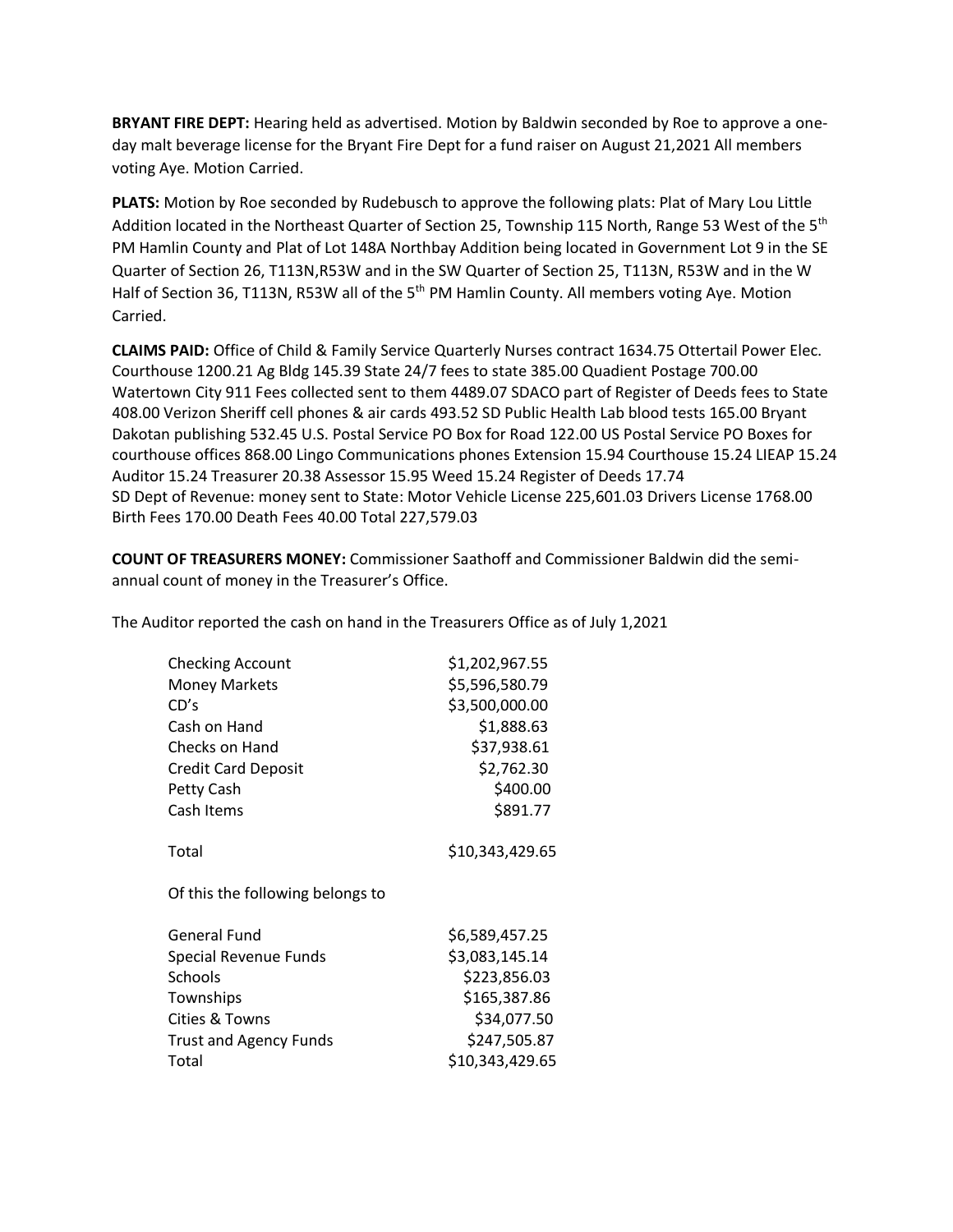**BRYANT FIRE DEPT:** Hearing held as advertised. Motion by Baldwin seconded by Roe to approve a one-day malt beverage license for the Bryant Fire Dept for a fund raiser on August 21,2021 All members voting Aye. Motion Carried.

**PLATS:** Motion by Roe seconded by Rudebusch to approve the following plats: Plat of Mary Lou Little Addition located in the Northeast Quarter of Section 25, Township 115 North, Range 53 West of the 5th PM Hamlin County and Plat of Lot 148A Northbay Addition being located in Government Lot 9 in the SE Quarter of Section 26, T113N,R53W and in the SW Quarter of Section 25, T113N, R53W and in the W Half of Section 36, T113N, R53W all of the 5th PM Hamlin County. All members voting Aye. Motion Carried.

**CLAIMS PAID:** Office of Child & Family Service Quarterly Nurses contract 1634.75 Ottertail Power Elec. Courthouse 1200.21 Ag Bldg 145.39 State 24/7 fees to state 385.00 Quadient Postage 700.00 Watertown City 911 Fees collected sent to them 4489.07 SDACO part of Register of Deeds fees to State 408.00 Verizon Sheriff cell phones & air cards 493.52 SD Public Health Lab blood tests 165.00 Bryant Dakotan publishing 532.45 U.S. Postal Service PO Box for Road 122.00 US Postal Service PO Boxes for courthouse offices 868.00 Lingo Communications phones Extension 15.94 Courthouse 15.24 LIEAP 15.24 Auditor 15.24 Treasurer 20.38 Assessor 15.95 Weed 15.24 Register of Deeds 17.74
SD Dept of Revenue: money sent to State: Motor Vehicle License 225,601.03 Drivers License 1768.00 Birth Fees 170.00 Death Fees 40.00 Total 227,579.03

**COUNT OF TREASURERS MONEY:** Commissioner Saathoff and Commissioner Baldwin did the semi-annual count of money in the Treasurer's Office.

The Auditor reported the cash on hand in the Treasurers Office as of July 1,2021

| | |
|---|---|
| Checking Account | $1,202,967.55 |
| Money Markets | $5,596,580.79 |
| CD's | $3,500,000.00 |
| Cash on Hand | $1,888.63 |
| Checks on Hand | $37,938.61 |
| Credit Card Deposit | $2,762.30 |
| Petty Cash | $400.00 |
| Cash Items | $891.77 |
| Total | $10,343,429.65 |

Of this the following belongs to

| | |
|---|---|
| General Fund | $6,589,457.25 |
| Special Revenue Funds | $3,083,145.14 |
| Schools | $223,856.03 |
| Townships | $165,387.86 |
| Cities & Towns | $34,077.50 |
| Trust and Agency Funds | $247,505.87 |
| Total | $10,343,429.65 |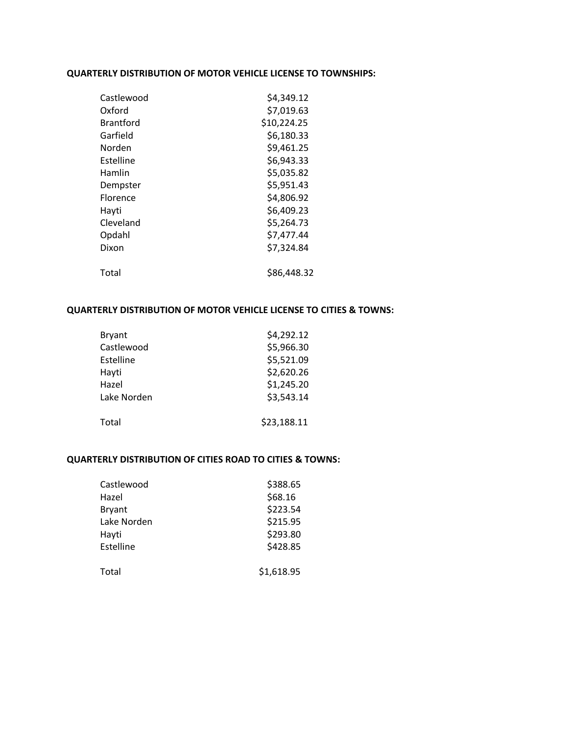**QUARTERLY DISTRIBUTION OF MOTOR VEHICLE LICENSE TO TOWNSHIPS:**

| | |
|---|---|
| Castlewood | $4,349.12 |
| Oxford | $7,019.63 |
| Brantford | $10,224.25 |
| Garfield | $6,180.33 |
| Norden | $9,461.25 |
| Estelline | $6,943.33 |
| Hamlin | $5,035.82 |
| Dempster | $5,951.43 |
| Florence | $4,806.92 |
| Hayti | $6,409.23 |
| Cleveland | $5,264.73 |
| Opdahl | $7,477.44 |
| Dixon | $7,324.84 |
| Total | $86,448.32 |

**QUARTERLY DISTRIBUTION OF MOTOR VEHICLE LICENSE TO CITIES & TOWNS:**

| | |
|---|---|
| Bryant | $4,292.12 |
| Castlewood | $5,966.30 |
| Estelline | $5,521.09 |
| Hayti | $2,620.26 |
| Hazel | $1,245.20 |
| Lake Norden | $3,543.14 |
| Total | $23,188.11 |

**QUARTERLY DISTRIBUTION OF CITIES ROAD TO CITIES & TOWNS:**

| | |
|---|---|
| Castlewood | $388.65 |
| Hazel | $68.16 |
| Bryant | $223.54 |
| Lake Norden | $215.95 |
| Hayti | $293.80 |
| Estelline | $428.85 |
| Total | $1,618.95 |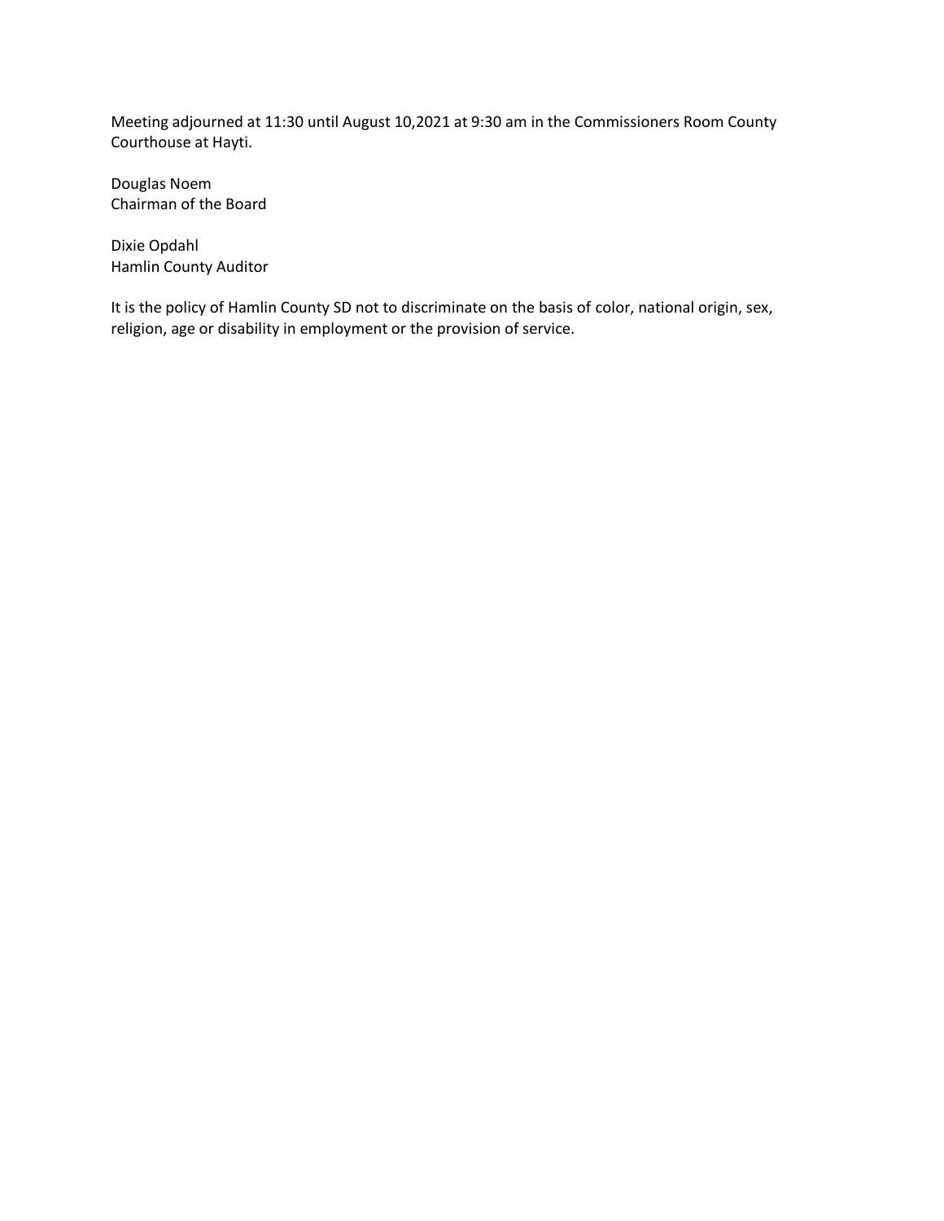Meeting adjourned at 11:30 until August 10,2021 at 9:30 am in the Commissioners Room County Courthouse at Hayti.

Douglas Noem
Chairman of the Board

Dixie Opdahl
Hamlin County Auditor

It is the policy of Hamlin County SD not to discriminate on the basis of color, national origin, sex, religion, age or disability in employment or the provision of service.